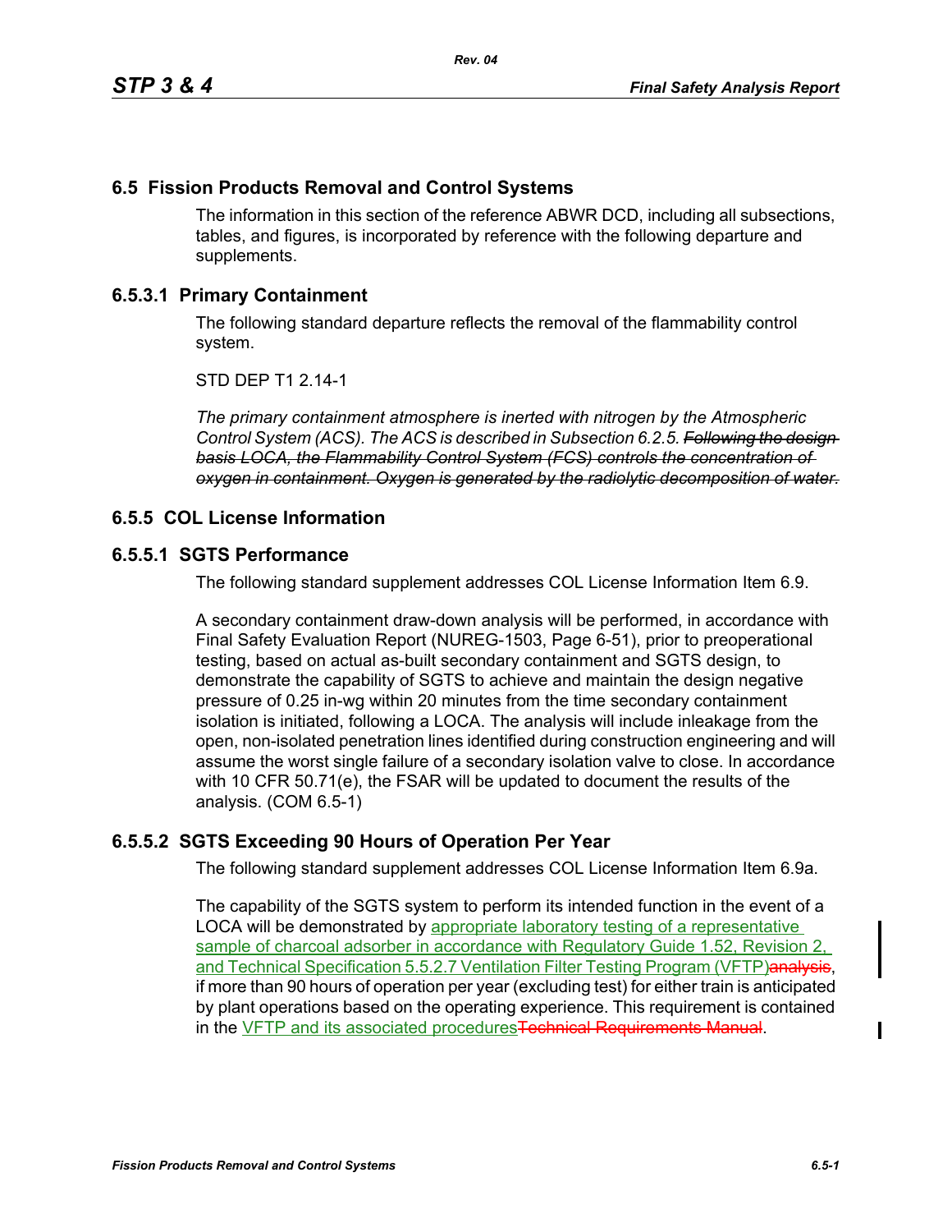## 6.5 Fission Products Removal and Control Systems

The information in this section of the reference ABWR DCD, including all subsections, tables, and figures, is incorporated by reference with the following departure and supplements.

### 6.5.3.1 Primary Containment

The following standard departure reflects the removal of the flammability control system.

STD DEP T1 2.14-1

*The primary containment atmosphere is inerted with nitrogen by the Atmospheric Control System (ACS). The ACS is described in Subsection 6.2.5.* ~~*Following the design basis LOCA, the Flammability Control System (FCS) controls the concentration of oxygen in containment. Oxygen is generated by the radiolytic decomposition of water.*~~

## 6.5.5 COL License Information

### 6.5.5.1 SGTS Performance

The following standard supplement addresses COL License Information Item 6.9.

A secondary containment draw-down analysis will be performed, in accordance with Final Safety Evaluation Report (NUREG-1503, Page 6-51), prior to preoperational testing, based on actual as-built secondary containment and SGTS design, to demonstrate the capability of SGTS to achieve and maintain the design negative pressure of 0.25 in-wg within 20 minutes from the time secondary containment isolation is initiated, following a LOCA. The analysis will include inleakage from the open, non-isolated penetration lines identified during construction engineering and will assume the worst single failure of a secondary isolation valve to close. In accordance with 10 CFR 50.71(e), the FSAR will be updated to document the results of the analysis. (COM 6.5-1)

### 6.5.5.2 SGTS Exceeding 90 Hours of Operation Per Year

The following standard supplement addresses COL License Information Item 6.9a.

The capability of the SGTS system to perform its intended function in the event of a LOCA will be demonstrated by appropriate laboratory testing of a representative sample of charcoal adsorber in accordance with Regulatory Guide 1.52, Revision 2, and Technical Specification 5.5.2.7 Ventilation Filter Testing Program (VFTP)~~analysis~~, if more than 90 hours of operation per year (excluding test) for either train is anticipated by plant operations based on the operating experience. This requirement is contained in the VFTP and its associated procedures~~Technical Requirements Manual~~.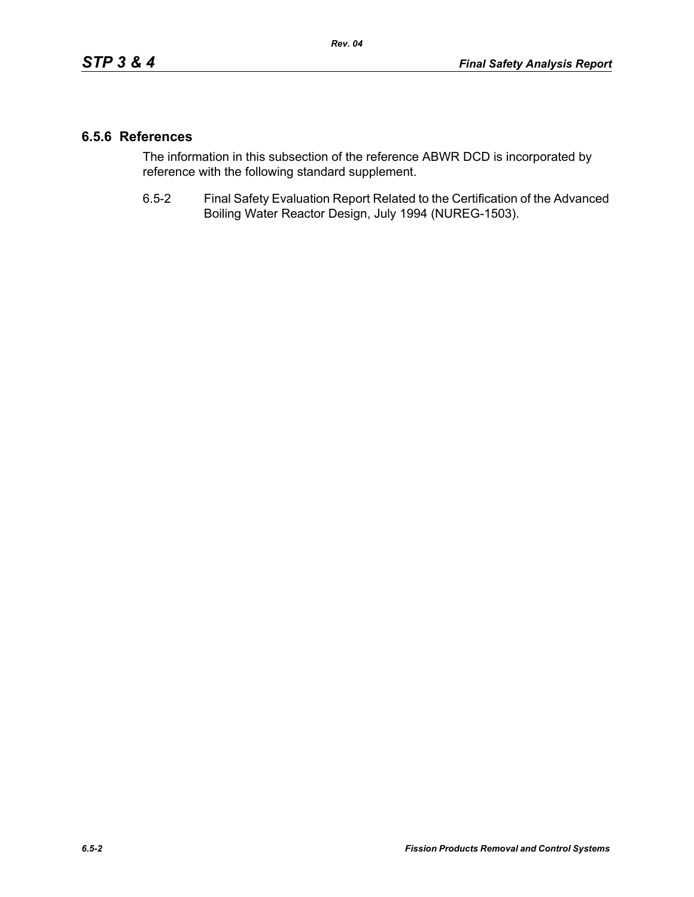### 6.5.6 References

The information in this subsection of the reference ABWR DCD is incorporated by reference with the following standard supplement.

6.5-2 Final Safety Evaluation Report Related to the Certification of the Advanced Boiling Water Reactor Design, July 1994 (NUREG-1503).